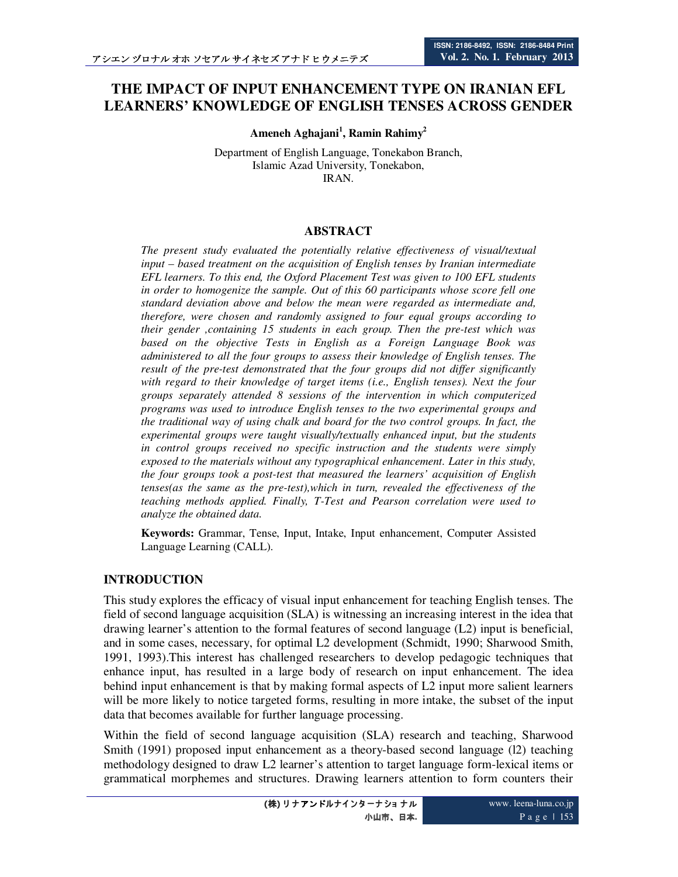# THE IMPACT OF INPUT ENHANCEMENT TYPE ON IRANIAN EFL LEARNERS' KNOWLEDGE OF ENGLISH TENSES ACROSS GENDER

**Ameneh Aghajani[1], Ramin Rahimy[2]**

Department of English Language, Tonekabon Branch,
Islamic Azad University, Tonekabon,
IRAN.

## ABSTRACT

*The present study evaluated the potentially relative effectiveness of visual/textual input – based treatment on the acquisition of English tenses by Iranian intermediate EFL learners. To this end, the Oxford Placement Test was given to 100 EFL students in order to homogenize the sample. Out of this 60 participants whose score fell one standard deviation above and below the mean were regarded as intermediate and, therefore, were chosen and randomly assigned to four equal groups according to their gender ,containing 15 students in each group. Then the pre-test which was based on the objective Tests in English as a Foreign Language Book was administered to all the four groups to assess their knowledge of English tenses. The result of the pre-test demonstrated that the four groups did not differ significantly with regard to their knowledge of target items (i.e., English tenses). Next the four groups separately attended 8 sessions of the intervention in which computerized programs was used to introduce English tenses to the two experimental groups and the traditional way of using chalk and board for the two control groups. In fact, the experimental groups were taught visually/textually enhanced input, but the students in control groups received no specific instruction and the students were simply exposed to the materials without any typographical enhancement. Later in this study, the four groups took a post-test that measured the learners' acquisition of English tenses(as the same as the pre-test),which in turn, revealed the effectiveness of the teaching methods applied. Finally, T-Test and Pearson correlation were used to analyze the obtained data.*

**Keywords:** Grammar, Tense, Input, Intake, Input enhancement, Computer Assisted Language Learning (CALL).

## INTRODUCTION

This study explores the efficacy of visual input enhancement for teaching English tenses. The field of second language acquisition (SLA) is witnessing an increasing interest in the idea that drawing learner's attention to the formal features of second language (L2) input is beneficial, and in some cases, necessary, for optimal L2 development (Schmidt, 1990; Sharwood Smith, 1991, 1993).This interest has challenged researchers to develop pedagogic techniques that enhance input, has resulted in a large body of research on input enhancement. The idea behind input enhancement is that by making formal aspects of L2 input more salient learners will be more likely to notice targeted forms, resulting in more intake, the subset of the input data that becomes available for further language processing.

Within the field of second language acquisition (SLA) research and teaching, Sharwood Smith (1991) proposed input enhancement as a theory-based second language (l2) teaching methodology designed to draw L2 learner's attention to target language form-lexical items or grammatical morphemes and structures. Drawing learners attention to form counters their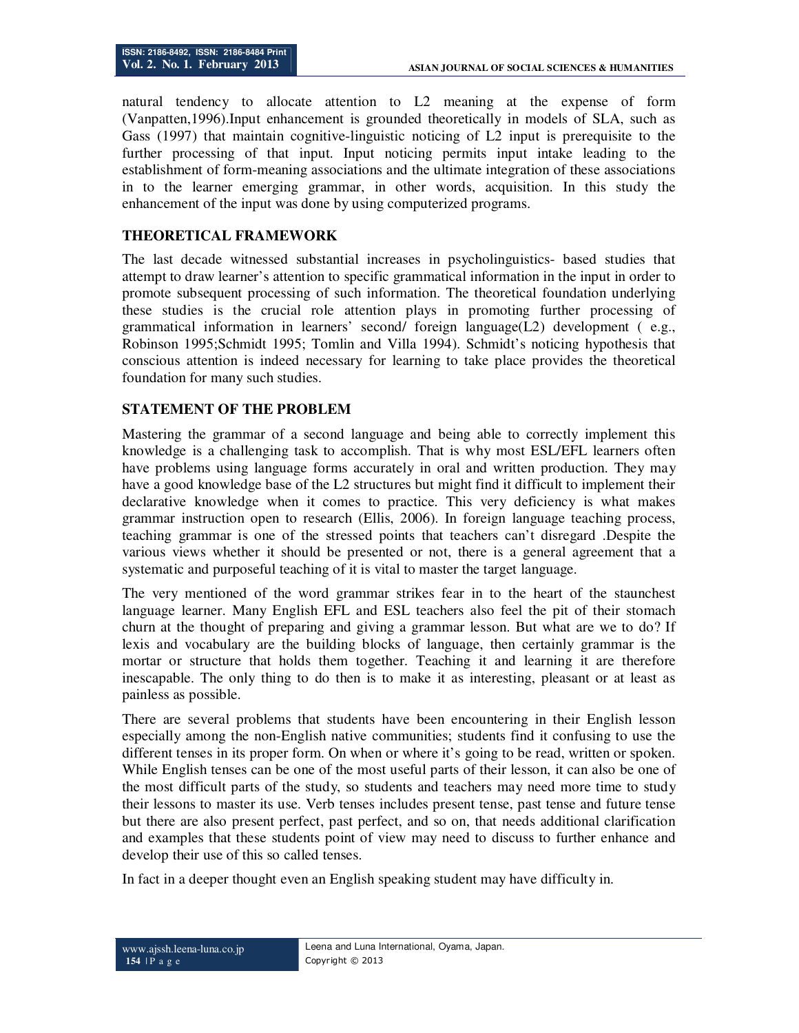natural tendency to allocate attention to L2 meaning at the expense of form (Vanpatten,1996).Input enhancement is grounded theoretically in models of SLA, such as Gass (1997) that maintain cognitive-linguistic noticing of L2 input is prerequisite to the further processing of that input. Input noticing permits input intake leading to the establishment of form-meaning associations and the ultimate integration of these associations in to the learner emerging grammar, in other words, acquisition. In this study the enhancement of the input was done by using computerized programs.

## THEORETICAL FRAMEWORK

The last decade witnessed substantial increases in psycholinguistics- based studies that attempt to draw learner's attention to specific grammatical information in the input in order to promote subsequent processing of such information. The theoretical foundation underlying these studies is the crucial role attention plays in promoting further processing of grammatical information in learners' second/ foreign language(L2) development ( e.g., Robinson 1995;Schmidt 1995; Tomlin and Villa 1994). Schmidt's noticing hypothesis that conscious attention is indeed necessary for learning to take place provides the theoretical foundation for many such studies.

## STATEMENT OF THE PROBLEM

Mastering the grammar of a second language and being able to correctly implement this knowledge is a challenging task to accomplish. That is why most ESL/EFL learners often have problems using language forms accurately in oral and written production. They may have a good knowledge base of the L2 structures but might find it difficult to implement their declarative knowledge when it comes to practice. This very deficiency is what makes grammar instruction open to research (Ellis, 2006). In foreign language teaching process, teaching grammar is one of the stressed points that teachers can't disregard .Despite the various views whether it should be presented or not, there is a general agreement that a systematic and purposeful teaching of it is vital to master the target language.

The very mentioned of the word grammar strikes fear in to the heart of the staunchest language learner. Many English EFL and ESL teachers also feel the pit of their stomach churn at the thought of preparing and giving a grammar lesson. But what are we to do? If lexis and vocabulary are the building blocks of language, then certainly grammar is the mortar or structure that holds them together. Teaching it and learning it are therefore inescapable. The only thing to do then is to make it as interesting, pleasant or at least as painless as possible.

There are several problems that students have been encountering in their English lesson especially among the non-English native communities; students find it confusing to use the different tenses in its proper form. On when or where it's going to be read, written or spoken. While English tenses can be one of the most useful parts of their lesson, it can also be one of the most difficult parts of the study, so students and teachers may need more time to study their lessons to master its use. Verb tenses includes present tense, past tense and future tense but there are also present perfect, past perfect, and so on, that needs additional clarification and examples that these students point of view may need to discuss to further enhance and develop their use of this so called tenses.

In fact in a deeper thought even an English speaking student may have difficulty in.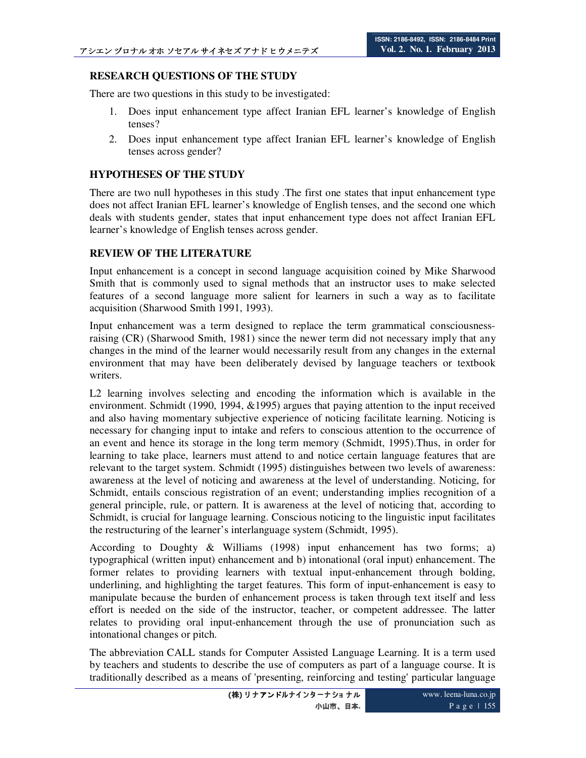## RESEARCH QUESTIONS OF THE STUDY

There are two questions in this study to be investigated:

1. Does input enhancement type affect Iranian EFL learner's knowledge of English tenses?
2. Does input enhancement type affect Iranian EFL learner's knowledge of English tenses across gender?

## HYPOTHESES OF THE STUDY

There are two null hypotheses in this study .The first one states that input enhancement type does not affect Iranian EFL learner's knowledge of English tenses, and the second one which deals with students gender, states that input enhancement type does not affect Iranian EFL learner's knowledge of English tenses across gender.

## REVIEW OF THE LITERATURE

Input enhancement is a concept in second language acquisition coined by Mike Sharwood Smith that is commonly used to signal methods that an instructor uses to make selected features of a second language more salient for learners in such a way as to facilitate acquisition (Sharwood Smith 1991, 1993).

Input enhancement was a term designed to replace the term grammatical consciousness-raising (CR) (Sharwood Smith, 1981) since the newer term did not necessary imply that any changes in the mind of the learner would necessarily result from any changes in the external environment that may have been deliberately devised by language teachers or textbook writers.

L2 learning involves selecting and encoding the information which is available in the environment. Schmidt (1990, 1994, &1995) argues that paying attention to the input received and also having momentary subjective experience of noticing facilitate learning. Noticing is necessary for changing input to intake and refers to conscious attention to the occurrence of an event and hence its storage in the long term memory (Schmidt, 1995).Thus, in order for learning to take place, learners must attend to and notice certain language features that are relevant to the target system. Schmidt (1995) distinguishes between two levels of awareness: awareness at the level of noticing and awareness at the level of understanding. Noticing, for Schmidt, entails conscious registration of an event; understanding implies recognition of a general principle, rule, or pattern. It is awareness at the level of noticing that, according to Schmidt, is crucial for language learning. Conscious noticing to the linguistic input facilitates the restructuring of the learner's interlanguage system (Schmidt, 1995).

According to Doughty & Williams (1998) input enhancement has two forms; a) typographical (written input) enhancement and b) intonational (oral input) enhancement. The former relates to providing learners with textual input-enhancement through bolding, underlining, and highlighting the target features. This form of input-enhancement is easy to manipulate because the burden of enhancement process is taken through text itself and less effort is needed on the side of the instructor, teacher, or competent addressee. The latter relates to providing oral input-enhancement through the use of pronunciation such as intonational changes or pitch.

The abbreviation CALL stands for Computer Assisted Language Learning. It is a term used by teachers and students to describe the use of computers as part of a language course. It is traditionally described as a means of 'presenting, reinforcing and testing' particular language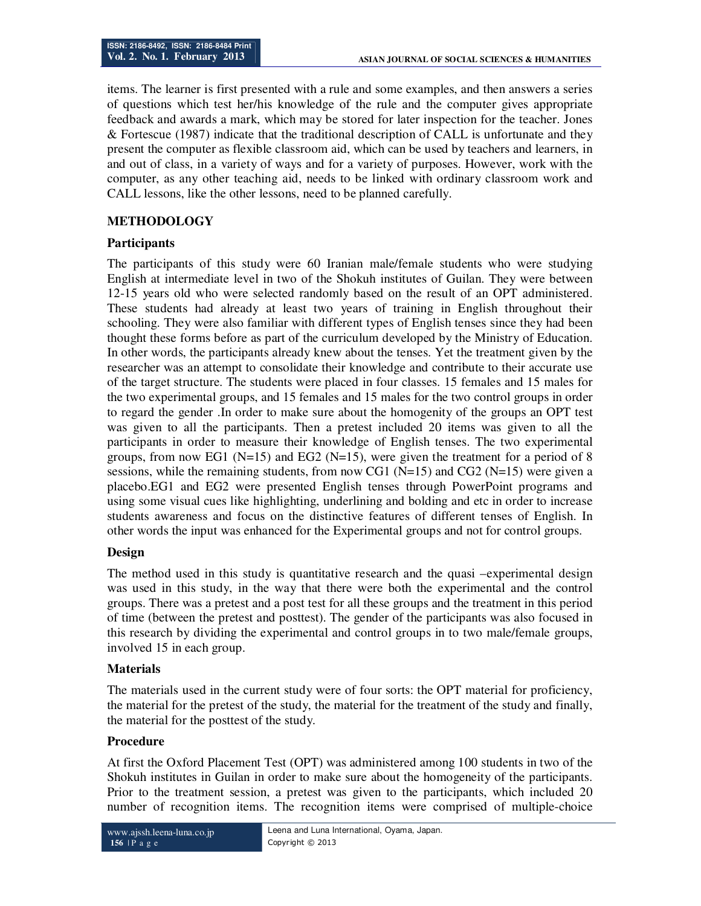items. The learner is first presented with a rule and some examples, and then answers a series of questions which test her/his knowledge of the rule and the computer gives appropriate feedback and awards a mark, which may be stored for later inspection for the teacher. Jones & Fortescue (1987) indicate that the traditional description of CALL is unfortunate and they present the computer as flexible classroom aid, which can be used by teachers and learners, in and out of class, in a variety of ways and for a variety of purposes. However, work with the computer, as any other teaching aid, needs to be linked with ordinary classroom work and CALL lessons, like the other lessons, need to be planned carefully.

## METHODOLOGY

### Participants

The participants of this study were 60 Iranian male/female students who were studying English at intermediate level in two of the Shokuh institutes of Guilan. They were between 12-15 years old who were selected randomly based on the result of an OPT administered. These students had already at least two years of training in English throughout their schooling. They were also familiar with different types of English tenses since they had been thought these forms before as part of the curriculum developed by the Ministry of Education. In other words, the participants already knew about the tenses. Yet the treatment given by the researcher was an attempt to consolidate their knowledge and contribute to their accurate use of the target structure. The students were placed in four classes. 15 females and 15 males for the two experimental groups, and 15 females and 15 males for the two control groups in order to regard the gender .In order to make sure about the homogenity of the groups an OPT test was given to all the participants. Then a pretest included 20 items was given to all the participants in order to measure their knowledge of English tenses. The two experimental groups, from now EG1 (N=15) and EG2 (N=15), were given the treatment for a period of 8 sessions, while the remaining students, from now CG1 (N=15) and CG2 (N=15) were given a placebo.EG1 and EG2 were presented English tenses through PowerPoint programs and using some visual cues like highlighting, underlining and bolding and etc in order to increase students awareness and focus on the distinctive features of different tenses of English. In other words the input was enhanced for the Experimental groups and not for control groups.

### Design

The method used in this study is quantitative research and the quasi –experimental design was used in this study, in the way that there were both the experimental and the control groups. There was a pretest and a post test for all these groups and the treatment in this period of time (between the pretest and posttest). The gender of the participants was also focused in this research by dividing the experimental and control groups in to two male/female groups, involved 15 in each group.

### Materials

The materials used in the current study were of four sorts: the OPT material for proficiency, the material for the pretest of the study, the material for the treatment of the study and finally, the material for the posttest of the study.

### Procedure

At first the Oxford Placement Test (OPT) was administered among 100 students in two of the Shokuh institutes in Guilan in order to make sure about the homogeneity of the participants. Prior to the treatment session, a pretest was given to the participants, which included 20 number of recognition items. The recognition items were comprised of multiple-choice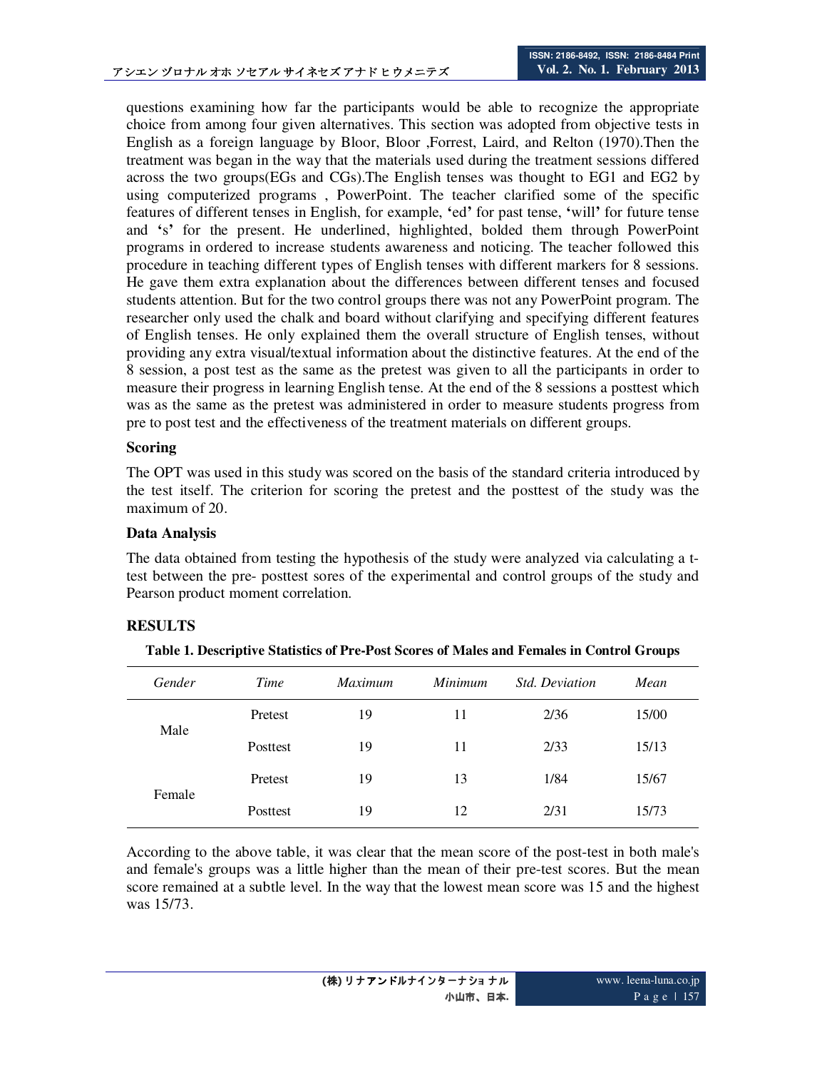questions examining how far the participants would be able to recognize the appropriate choice from among four given alternatives. This section was adopted from objective tests in English as a foreign language by Bloor, Bloor ,Forrest, Laird, and Relton (1970).Then the treatment was began in the way that the materials used during the treatment sessions differed across the two groups(EGs and CGs).The English tenses was thought to EG1 and EG2 by using computerized programs , PowerPoint. The teacher clarified some of the specific features of different tenses in English, for example, 'ed' for past tense, 'will' for future tense and 's' for the present. He underlined, highlighted, bolded them through PowerPoint programs in ordered to increase students awareness and noticing. The teacher followed this procedure in teaching different types of English tenses with different markers for 8 sessions. He gave them extra explanation about the differences between different tenses and focused students attention. But for the two control groups there was not any PowerPoint program. The researcher only used the chalk and board without clarifying and specifying different features of English tenses. He only explained them the overall structure of English tenses, without providing any extra visual/textual information about the distinctive features. At the end of the 8 session, a post test as the same as the pretest was given to all the participants in order to measure their progress in learning English tense. At the end of the 8 sessions a posttest which was as the same as the pretest was administered in order to measure students progress from pre to post test and the effectiveness of the treatment materials on different groups.

### Scoring

The OPT was used in this study was scored on the basis of the standard criteria introduced by the test itself. The criterion for scoring the pretest and the posttest of the study was the maximum of 20.

### Data Analysis

The data obtained from testing the hypothesis of the study were analyzed via calculating a t-test between the pre- posttest sores of the experimental and control groups of the study and Pearson product moment correlation.

## RESULTS

**Table 1. Descriptive Statistics of Pre-Post Scores of Males and Females in Control Groups**

| *Gender* | *Time* | *Maximum* | *Minimum* | *Std. Deviation* | *Mean* |
|---|---|---|---|---|---|
| Male | Pretest | 19 | 11 | 2/36 | 15/00 |
| | Posttest | 19 | 11 | 2/33 | 15/13 |
| Female | Pretest | 19 | 13 | 1/84 | 15/67 |
| | Posttest | 19 | 12 | 2/31 | 15/73 |

According to the above table, it was clear that the mean score of the post-test in both male's and female's groups was a little higher than the mean of their pre-test scores. But the mean score remained at a subtle level. In the way that the lowest mean score was 15 and the highest was 15/73.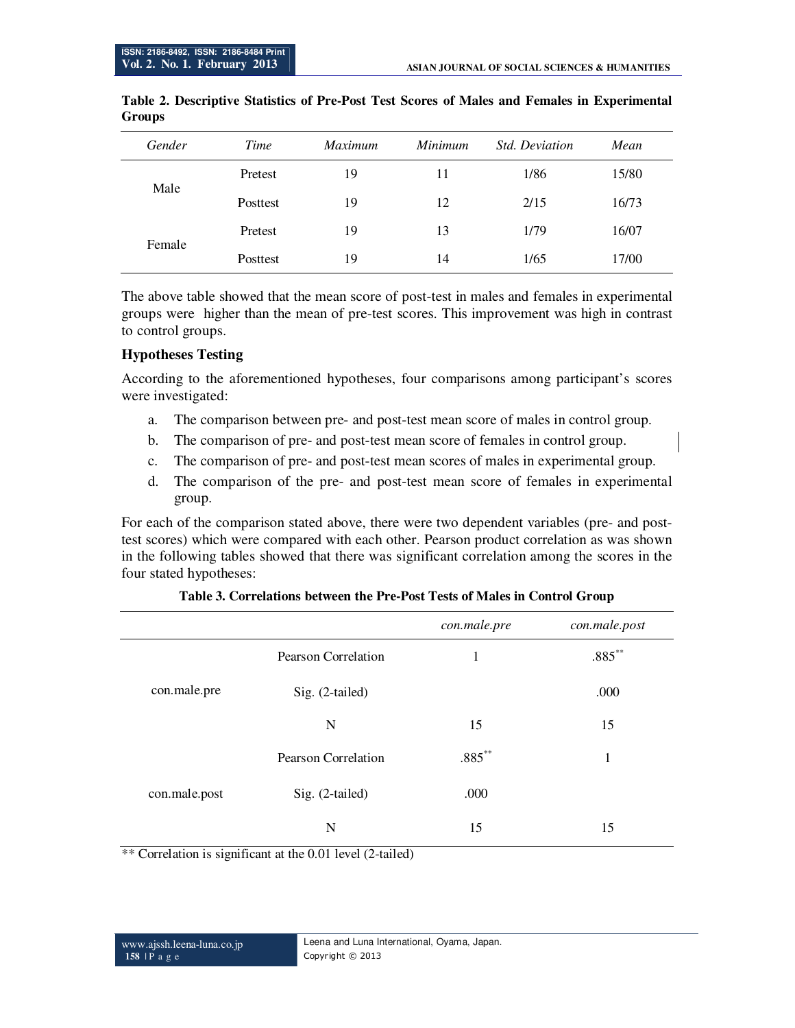**Table 2. Descriptive Statistics of Pre-Post Test Scores of Males and Females in Experimental Groups**

| *Gender* | *Time* | *Maximum* | *Minimum* | *Std. Deviation* | *Mean* |
|---|---|---|---|---|---|
| Male | Pretest | 19 | 11 | 1/86 | 15/80 |
| | Posttest | 19 | 12 | 2/15 | 16/73 |
| Female | Pretest | 19 | 13 | 1/79 | 16/07 |
| | Posttest | 19 | 14 | 1/65 | 17/00 |

The above table showed that the mean score of post-test in males and females in experimental groups were higher than the mean of pre-test scores. This improvement was high in contrast to control groups.

### Hypotheses Testing

According to the aforementioned hypotheses, four comparisons among participant's scores were investigated:

a. The comparison between pre- and post-test mean score of males in control group.
b. The comparison of pre- and post-test mean score of females in control group.
c. The comparison of pre- and post-test mean scores of males in experimental group.
d. The comparison of the pre- and post-test mean score of females in experimental group.

For each of the comparison stated above, there were two dependent variables (pre- and post-test scores) which were compared with each other. Pearson product correlation as was shown in the following tables showed that there was significant correlation among the scores in the four stated hypotheses:

**Table 3. Correlations between the Pre-Post Tests of Males in Control Group**

| | | *con.male.pre* | *con.male.post* |
|---|---|---|---|
| con.male.pre | Pearson Correlation | 1 | .885** |
| | Sig. (2-tailed) | | .000 |
| | N | 15 | 15 |
| con.male.post | Pearson Correlation | .885** | 1 |
| | Sig. (2-tailed) | .000 | |
| | N | 15 | 15 |

** Correlation is significant at the 0.01 level (2-tailed)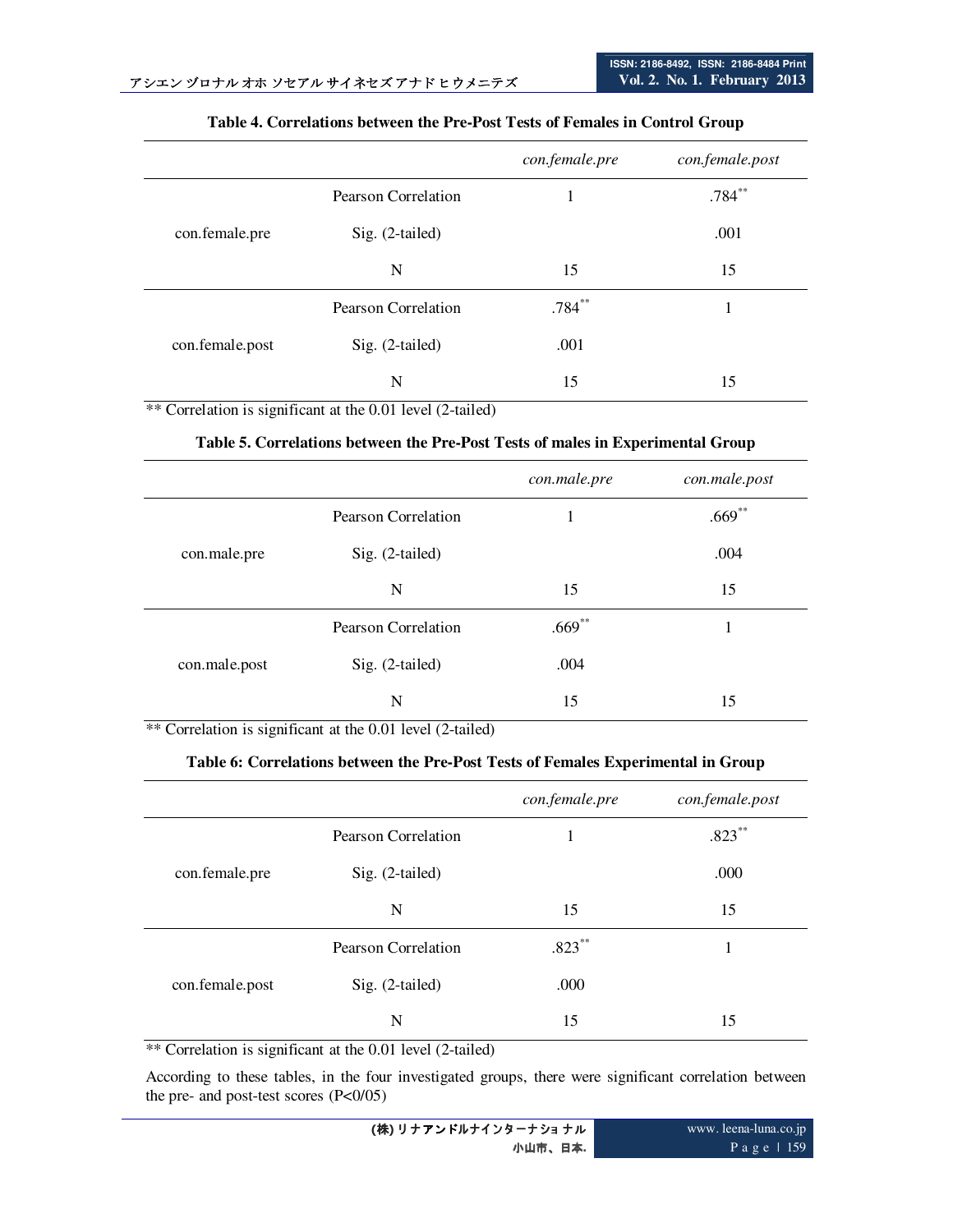**Table 4. Correlations between the Pre-Post Tests of Females in Control Group**

| | | *con.female.pre* | *con.female.post* |
|---|---|---|---|
| con.female.pre | Pearson Correlation | 1 | .784** |
| | Sig. (2-tailed) | | .001 |
| | N | 15 | 15 |
| con.female.post | Pearson Correlation | .784** | 1 |
| | Sig. (2-tailed) | .001 | |
| | N | 15 | 15 |

** Correlation is significant at the 0.01 level (2-tailed)

**Table 5. Correlations between the Pre-Post Tests of males in Experimental Group**

| | | *con.male.pre* | *con.male.post* |
|---|---|---|---|
| con.male.pre | Pearson Correlation | 1 | .669** |
| | Sig. (2-tailed) | | .004 |
| | N | 15 | 15 |
| con.male.post | Pearson Correlation | .669** | 1 |
| | Sig. (2-tailed) | .004 | |
| | N | 15 | 15 |

** Correlation is significant at the 0.01 level (2-tailed)

**Table 6: Correlations between the Pre-Post Tests of Females Experimental in Group**

| | | *con.female.pre* | *con.female.post* |
|---|---|---|---|
| con.female.pre | Pearson Correlation | 1 | .823** |
| | Sig. (2-tailed) | | .000 |
| | N | 15 | 15 |
| con.female.post | Pearson Correlation | .823** | 1 |
| | Sig. (2-tailed) | .000 | |
| | N | 15 | 15 |

** Correlation is significant at the 0.01 level (2-tailed)

According to these tables, in the four investigated groups, there were significant correlation between the pre- and post-test scores (P<0/05)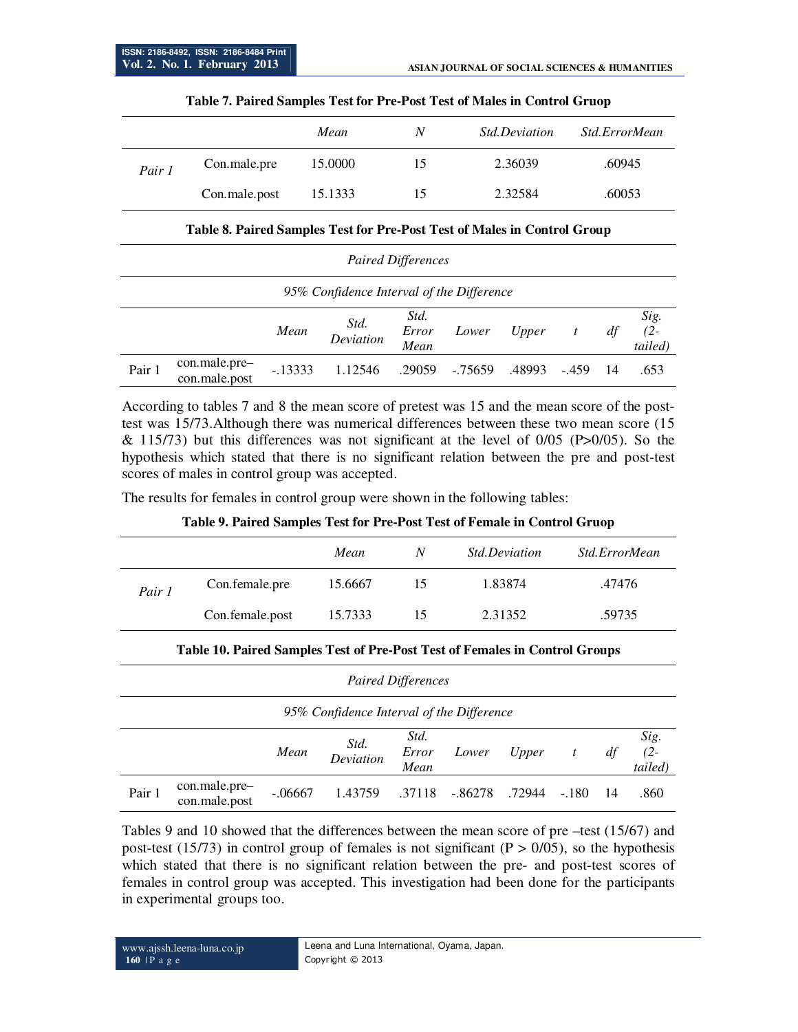**Table 7. Paired Samples Test for Pre-Post Test of Males in Control Gruop**

| | | *Mean* | *N* | *Std.Deviation* | *Std.ErrorMean* |
|---|---|---|---|---|---|
| *Pair 1* | Con.male.pre | 15.0000 | 15 | 2.36039 | .60945 |
| | Con.male.post | 15.1333 | 15 | 2.32584 | .60053 |

**Table 8. Paired Samples Test for Pre-Post Test of Males in Control Group**

| | | *Paired Differences* | | | | | | | |
|---|---|---|---|---|---|---|---|---|---|
| | | | | | *95% Confidence Interval of the Difference* | | | | |
| | | *Mean* | *Std. Deviation* | *Std. Error Mean* | *Lower* | *Upper* | *t* | *df* | *Sig. (2-tailed)* |
| Pair 1 | con.male.pre–con.male.post | -.13333 | 1.12546 | .29059 | -.75659 | .48993 | -.459 | 14 | .653 |

According to tables 7 and 8 the mean score of pretest was 15 and the mean score of the post-test was 15/73.Although there was numerical differences between these two mean score (15 & 115/73) but this differences was not significant at the level of 0/05 (P>0/05). So the hypothesis which stated that there is no significant relation between the pre and post-test scores of males in control group was accepted.

The results for females in control group were shown in the following tables:

**Table 9. Paired Samples Test for Pre-Post Test of Female in Control Gruop**

| | | *Mean* | *N* | *Std.Deviation* | *Std.ErrorMean* |
|---|---|---|---|---|---|
| *Pair 1* | Con.female.pre | 15.6667 | 15 | 1.83874 | .47476 |
| | Con.female.post | 15.7333 | 15 | 2.31352 | .59735 |

**Table 10. Paired Samples Test of Pre-Post Test of Females in Control Groups**

| | | *Paired Differences* | | | | | | | |
|---|---|---|---|---|---|---|---|---|---|
| | | | | | *95% Confidence Interval of the Difference* | | | | |
| | | *Mean* | *Std. Deviation* | *Std. Error Mean* | *Lower* | *Upper* | *t* | *df* | *Sig. (2-tailed)* |
| Pair 1 | con.male.pre–con.male.post | -.06667 | 1.43759 | .37118 | -.86278 | .72944 | -.180 | 14 | .860 |

Tables 9 and 10 showed that the differences between the mean score of pre –test (15/67) and post-test (15/73) in control group of females is not significant (P > 0/05), so the hypothesis which stated that there is no significant relation between the pre- and post-test scores of females in control group was accepted. This investigation had been done for the participants in experimental groups too.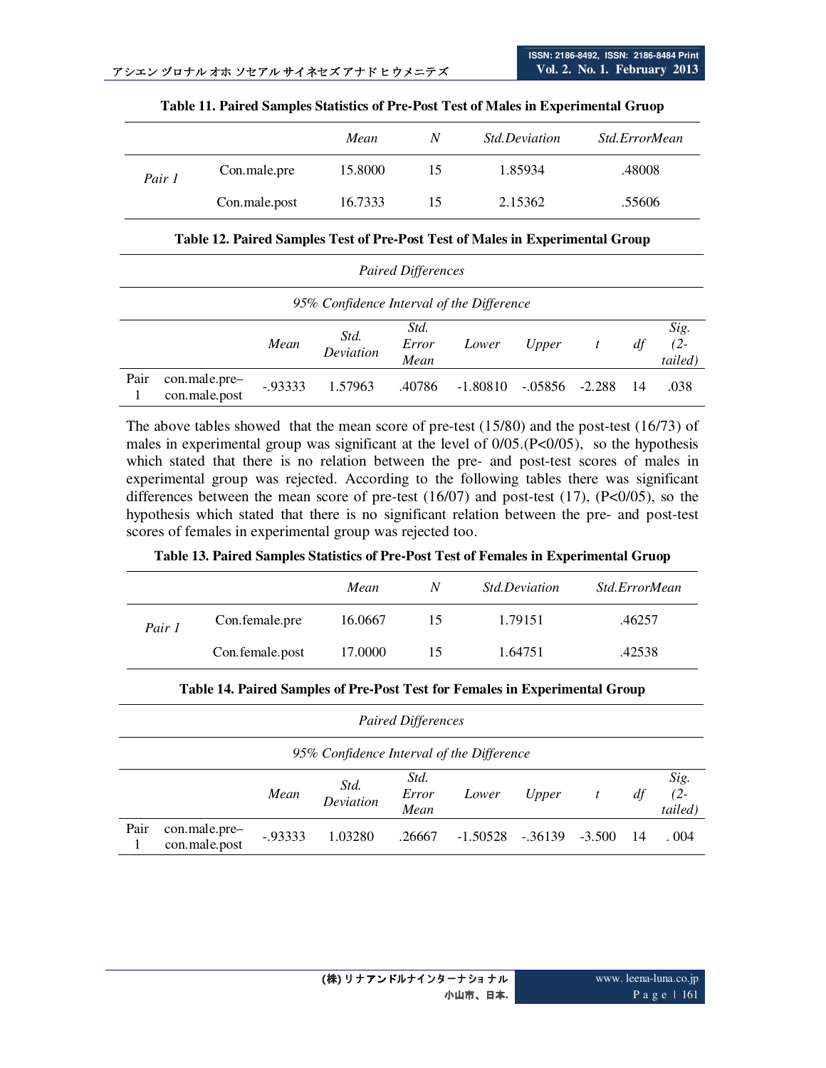**Table 11. Paired Samples Statistics of Pre-Post Test of Males in Experimental Gruop**

| | | *Mean* | *N* | *Std.Deviation* | *Std.ErrorMean* |
|---|---|---|---|---|---|
| *Pair 1* | Con.male.pre | 15.8000 | 15 | 1.85934 | .48008 |
| | Con.male.post | 16.7333 | 15 | 2.15362 | .55606 |

**Table 12. Paired Samples Test of Pre-Post Test of Males in Experimental Group**

| | | *Paired Differences* | | | | | | | |
|---|---|---|---|---|---|---|---|---|---|
| | | | | | *95% Confidence Interval of the Difference* | | | | |
| | | *Mean* | *Std. Deviation* | *Std. Error Mean* | *Lower* | *Upper* | *t* | *df* | *Sig. (2-tailed)* |
| Pair 1 | con.male.pre– con.male.post | -.93333 | 1.57963 | .40786 | -1.80810 | -.05856 | -2.288 | 14 | .038 |

The above tables showed that the mean score of pre-test (15/80) and the post-test (16/73) of males in experimental group was significant at the level of 0/05.(P<0/05), so the hypothesis which stated that there is no relation between the pre- and post-test scores of males in experimental group was rejected. According to the following tables there was significant differences between the mean score of pre-test (16/07) and post-test (17), (P<0/05), so the hypothesis which stated that there is no significant relation between the pre- and post-test scores of females in experimental group was rejected too.

**Table 13. Paired Samples Statistics of Pre-Post Test of Females in Experimental Gruop**

| | | *Mean* | *N* | *Std.Deviation* | *Std.ErrorMean* |
|---|---|---|---|---|---|
| *Pair 1* | Con.female.pre | 16.0667 | 15 | 1.79151 | .46257 |
| | Con.female.post | 17.0000 | 15 | 1.64751 | .42538 |

**Table 14. Paired Samples of Pre-Post Test for Females in Experimental Group**

| | | *Paired Differences* | | | | | | | |
|---|---|---|---|---|---|---|---|---|---|
| | | | | | *95% Confidence Interval of the Difference* | | | | |
| | | *Mean* | *Std. Deviation* | *Std. Error Mean* | *Lower* | *Upper* | *t* | *df* | *Sig. (2-tailed)* |
| Pair 1 | con.male.pre– con.male.post | -.93333 | 1.03280 | .26667 | -1.50528 | -.36139 | -3.500 | 14 | . 004 |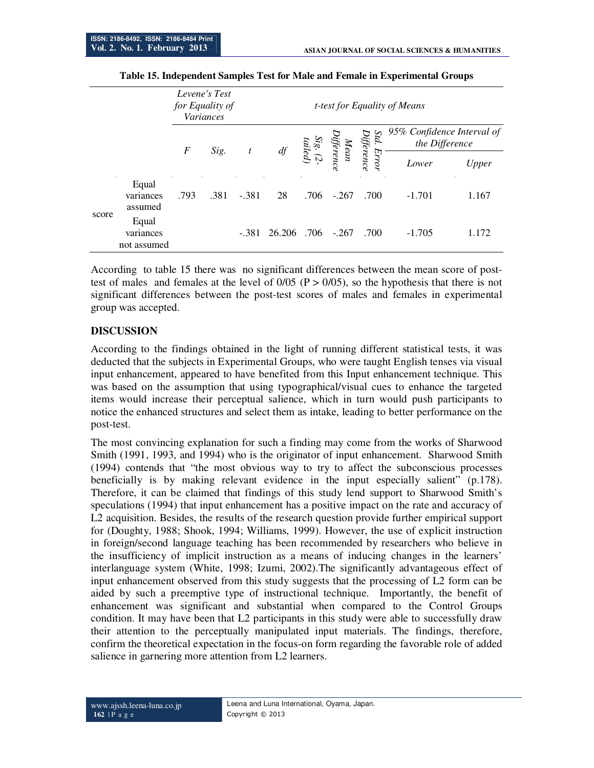**Table 15. Independent Samples Test for Male and Female in Experimental Groups**

| | | *Levene's Test for Equality of Variances* | | *t-test for Equality of Means* | | | | | | |
|---|---|---|---|---|---|---|---|---|---|---|
| | | | | | | | | | *95% Confidence Interval of the Difference* | |
| | | *F* | *Sig.* | *t* | *df* | *Sig. (2-tailed)* | *Mean Difference* | *Std. Error Difference* | *Lower* | *Upper* |
| score | Equal variances assumed | .793 | .381 | -.381 | 28 | .706 | -.267 | .700 | -1.701 | 1.167 |
| | Equal variances not assumed | | | -.381 | 26.206 | .706 | -.267 | .700 | -1.705 | 1.172 |

According to table 15 there was no significant differences between the mean score of post-test of males and females at the level of 0/05 (P > 0/05), so the hypothesis that there is not significant differences between the post-test scores of males and females in experimental group was accepted.

## DISCUSSION

According to the findings obtained in the light of running different statistical tests, it was deducted that the subjects in Experimental Groups, who were taught English tenses via visual input enhancement, appeared to have benefited from this Input enhancement technique. This was based on the assumption that using typographical/visual cues to enhance the targeted items would increase their perceptual salience, which in turn would push participants to notice the enhanced structures and select them as intake, leading to better performance on the post-test.

The most convincing explanation for such a finding may come from the works of Sharwood Smith (1991, 1993, and 1994) who is the originator of input enhancement. Sharwood Smith (1994) contends that "the most obvious way to try to affect the subconscious processes beneficially is by making relevant evidence in the input especially salient" (p.178). Therefore, it can be claimed that findings of this study lend support to Sharwood Smith's speculations (1994) that input enhancement has a positive impact on the rate and accuracy of L2 acquisition. Besides, the results of the research question provide further empirical support for (Doughty, 1988; Shook, 1994; Williams, 1999). However, the use of explicit instruction in foreign/second language teaching has been recommended by researchers who believe in the insufficiency of implicit instruction as a means of inducing changes in the learners' interlanguage system (White, 1998; Izumi, 2002).The significantly advantageous effect of input enhancement observed from this study suggests that the processing of L2 form can be aided by such a preemptive type of instructional technique. Importantly, the benefit of enhancement was significant and substantial when compared to the Control Groups condition. It may have been that L2 participants in this study were able to successfully draw their attention to the perceptually manipulated input materials. The findings, therefore, confirm the theoretical expectation in the focus-on form regarding the favorable role of added salience in garnering more attention from L2 learners.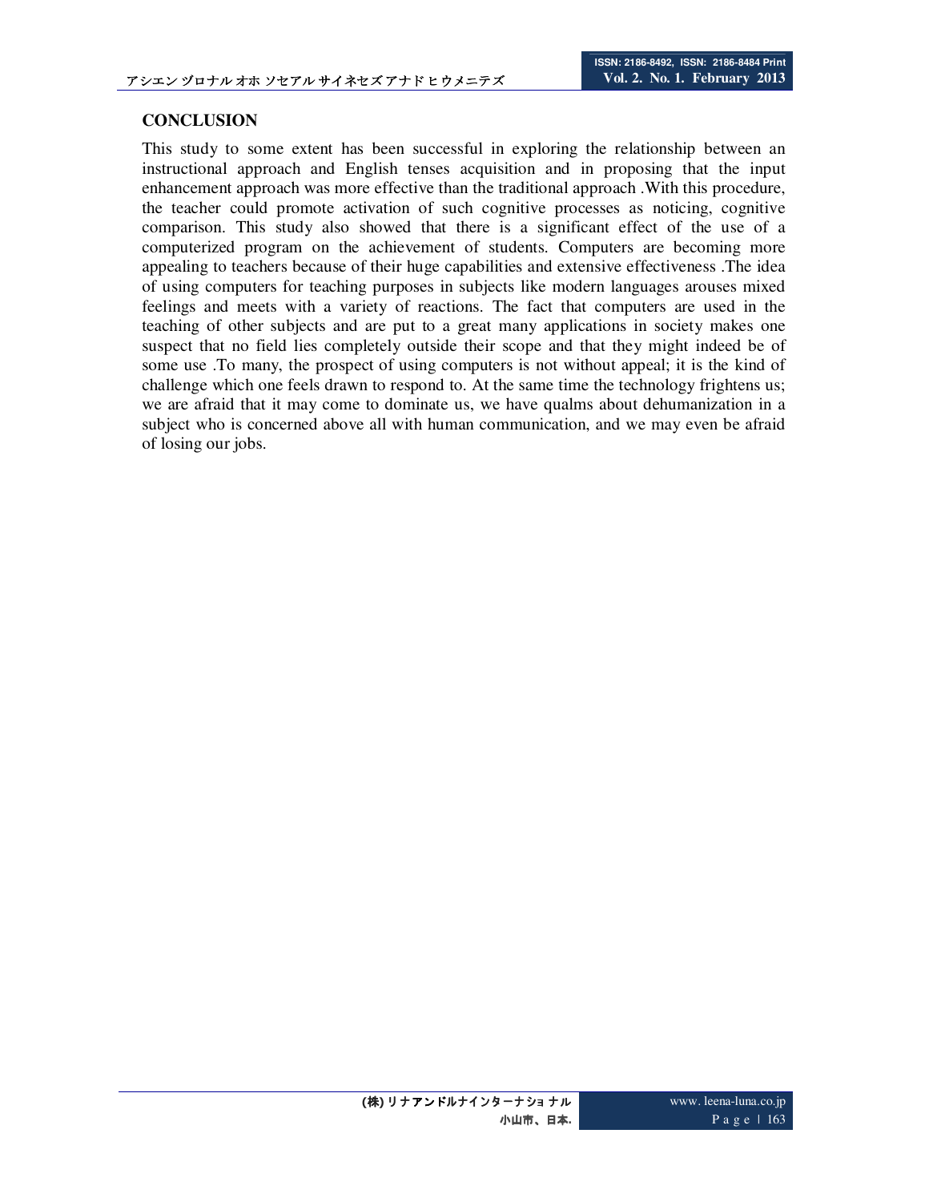## CONCLUSION

This study to some extent has been successful in exploring the relationship between an instructional approach and English tenses acquisition and in proposing that the input enhancement approach was more effective than the traditional approach .With this procedure, the teacher could promote activation of such cognitive processes as noticing, cognitive comparison. This study also showed that there is a significant effect of the use of a computerized program on the achievement of students. Computers are becoming more appealing to teachers because of their huge capabilities and extensive effectiveness .The idea of using computers for teaching purposes in subjects like modern languages arouses mixed feelings and meets with a variety of reactions. The fact that computers are used in the teaching of other subjects and are put to a great many applications in society makes one suspect that no field lies completely outside their scope and that they might indeed be of some use .To many, the prospect of using computers is not without appeal; it is the kind of challenge which one feels drawn to respond to. At the same time the technology frightens us; we are afraid that it may come to dominate us, we have qualms about dehumanization in a subject who is concerned above all with human communication, and we may even be afraid of losing our jobs.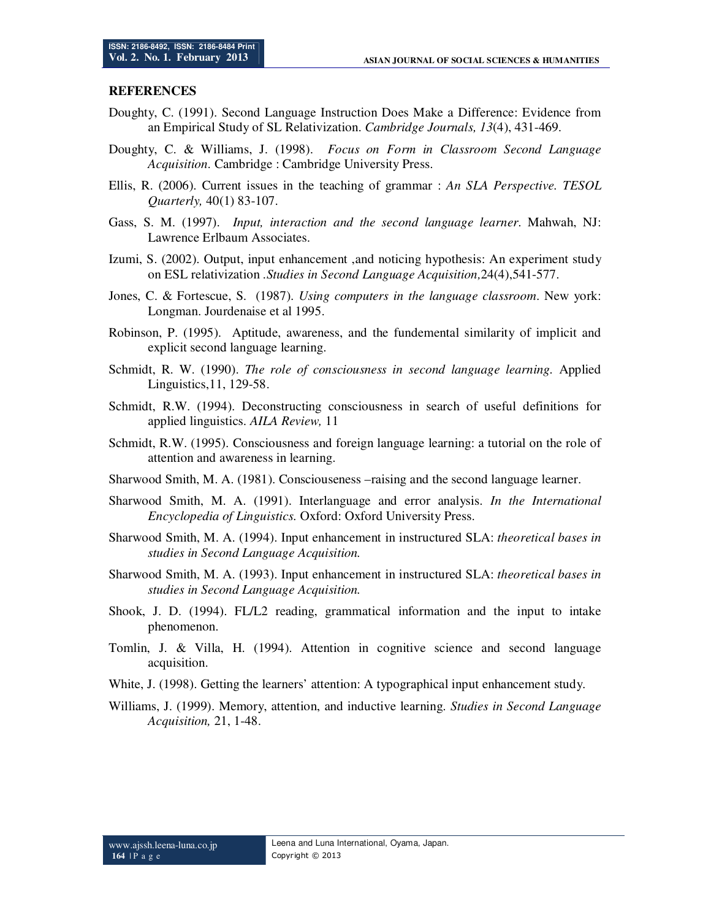## REFERENCES

Doughty, C. (1991). Second Language Instruction Does Make a Difference: Evidence from an Empirical Study of SL Relativization. *Cambridge Journals, 13*(4), 431-469.

Doughty, C. & Williams, J. (1998). *Focus on Form in Classroom Second Language Acquisition*. Cambridge : Cambridge University Press.

Ellis, R. (2006). Current issues in the teaching of grammar : *An SLA Perspective. TESOL Quarterly,* 40(1) 83-107.

Gass, S. M. (1997). *Input, interaction and the second language learner*. Mahwah, NJ: Lawrence Erlbaum Associates.

Izumi, S. (2002). Output, input enhancement ,and noticing hypothesis: An experiment study on ESL relativization .*Studies in Second Language Acquisition,*24(4),541-577.

Jones, C. & Fortescue, S. (1987). *Using computers in the language classroom*. New york: Longman. Jourdenaise et al 1995.

Robinson, P. (1995). Aptitude, awareness, and the fundemental similarity of implicit and explicit second language learning.

Schmidt, R. W. (1990). *The role of consciousness in second language learning.* Applied Linguistics,11, 129-58.

Schmidt, R.W. (1994). Deconstructing consciousness in search of useful definitions for applied linguistics. *AILA Review,* 11

Schmidt, R.W. (1995). Consciousness and foreign language learning: a tutorial on the role of attention and awareness in learning.

Sharwood Smith, M. A. (1981). Conscioueness –raising and the second language learner.

Sharwood Smith, M. A. (1991). Interlanguage and error analysis. *In the International Encyclopedia of Linguistics.* Oxford: Oxford University Press.

Sharwood Smith, M. A. (1994). Input enhancement in instructured SLA: *theoretical bases in studies in Second Language Acquisition.*

Sharwood Smith, M. A. (1993). Input enhancement in instructured SLA: *theoretical bases in studies in Second Language Acquisition.*

Shook, J. D. (1994). FL/L2 reading, grammatical information and the input to intake phenomenon.

Tomlin, J. & Villa, H. (1994). Attention in cognitive science and second language acquisition.

White, J. (1998). Getting the learners' attention: A typographical input enhancement study.

Williams, J. (1999). Memory, attention, and inductive learning. *Studies in Second Language Acquisition,* 21, 1-48.